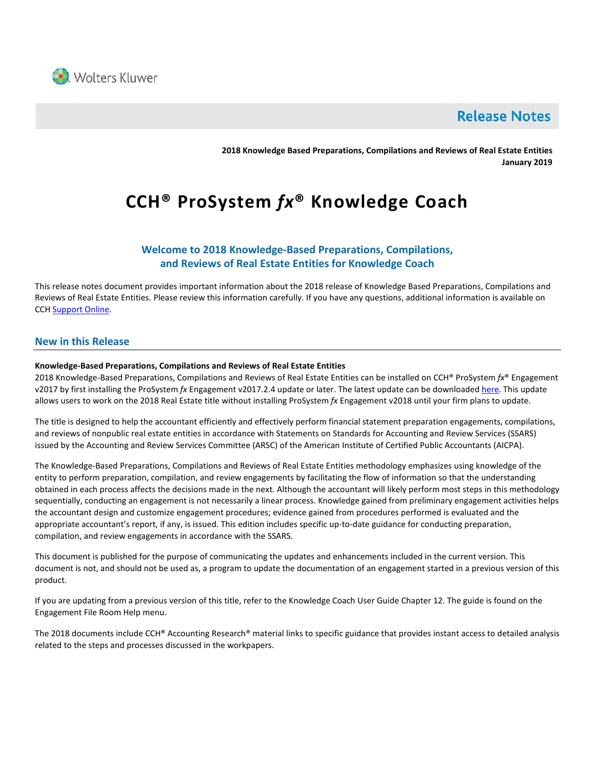Wolters Kluwer

# Release Notes

**2018 Knowledge Based Preparations, Compilations and Reviews of Real Estate Entities**
**January 2019**

# CCH® ProSystem *fx*® Knowledge Coach

## Welcome to 2018 Knowledge-Based Preparations, Compilations, and Reviews of Real Estate Entities for Knowledge Coach

This release notes document provides important information about the 2018 release of Knowledge Based Preparations, Compilations and Reviews of Real Estate Entities. Please review this information carefully. If you have any questions, additional information is available on CCH Support Online.

## New in this Release

**Knowledge-Based Preparations, Compilations and Reviews of Real Estate Entities**

2018 Knowledge-Based Preparations, Compilations and Reviews of Real Estate Entities can be installed on CCH® ProSystem *fx*® Engagement v2017 by first installing the ProSystem *fx* Engagement v2017.2.4 update or later. The latest update can be downloaded here. This update allows users to work on the 2018 Real Estate title without installing ProSystem *fx* Engagement v2018 until your firm plans to update.

The title is designed to help the accountant efficiently and effectively perform financial statement preparation engagements, compilations, and reviews of nonpublic real estate entities in accordance with Statements on Standards for Accounting and Review Services (SSARS) issued by the Accounting and Review Services Committee (ARSC) of the American Institute of Certified Public Accountants (AICPA).

The Knowledge-Based Preparations, Compilations and Reviews of Real Estate Entities methodology emphasizes using knowledge of the entity to perform preparation, compilation, and review engagements by facilitating the flow of information so that the understanding obtained in each process affects the decisions made in the next. Although the accountant will likely perform most steps in this methodology sequentially, conducting an engagement is not necessarily a linear process. Knowledge gained from preliminary engagement activities helps the accountant design and customize engagement procedures; evidence gained from procedures performed is evaluated and the appropriate accountant's report, if any, is issued. This edition includes specific up-to-date guidance for conducting preparation, compilation, and review engagements in accordance with the SSARS.

This document is published for the purpose of communicating the updates and enhancements included in the current version. This document is not, and should not be used as, a program to update the documentation of an engagement started in a previous version of this product.

If you are updating from a previous version of this title, refer to the Knowledge Coach User Guide Chapter 12. The guide is found on the Engagement File Room Help menu.

The 2018 documents include CCH® Accounting Research® material links to specific guidance that provides instant access to detailed analysis related to the steps and processes discussed in the workpapers.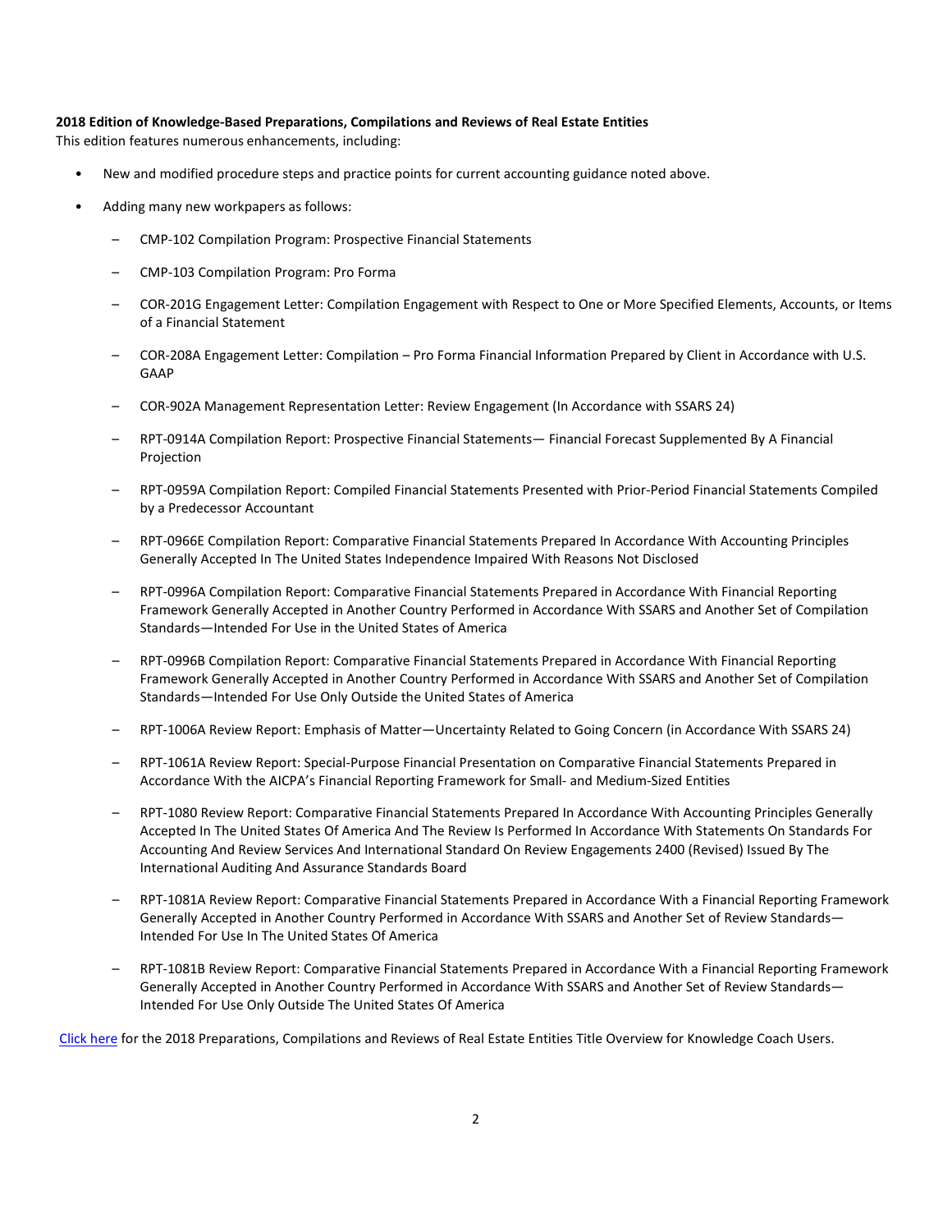**2018 Edition of Knowledge-Based Preparations, Compilations and Reviews of Real Estate Entities**

This edition features numerous enhancements, including:

- New and modified procedure steps and practice points for current accounting guidance noted above.
- Adding many new workpapers as follows:
  - CMP-102 Compilation Program: Prospective Financial Statements
  - CMP-103 Compilation Program: Pro Forma
  - COR-201G Engagement Letter: Compilation Engagement with Respect to One or More Specified Elements, Accounts, or Items of a Financial Statement
  - COR-208A Engagement Letter: Compilation – Pro Forma Financial Information Prepared by Client in Accordance with U.S. GAAP
  - COR-902A Management Representation Letter: Review Engagement (In Accordance with SSARS 24)
  - RPT-0914A Compilation Report: Prospective Financial Statements— Financial Forecast Supplemented By A Financial Projection
  - RPT-0959A Compilation Report: Compiled Financial Statements Presented with Prior-Period Financial Statements Compiled by a Predecessor Accountant
  - RPT-0966E Compilation Report: Comparative Financial Statements Prepared In Accordance With Accounting Principles Generally Accepted In The United States Independence Impaired With Reasons Not Disclosed
  - RPT-0996A Compilation Report: Comparative Financial Statements Prepared in Accordance With Financial Reporting Framework Generally Accepted in Another Country Performed in Accordance With SSARS and Another Set of Compilation Standards—Intended For Use in the United States of America
  - RPT-0996B Compilation Report: Comparative Financial Statements Prepared in Accordance With Financial Reporting Framework Generally Accepted in Another Country Performed in Accordance With SSARS and Another Set of Compilation Standards—Intended For Use Only Outside the United States of America
  - RPT-1006A Review Report: Emphasis of Matter—Uncertainty Related to Going Concern (in Accordance With SSARS 24)
  - RPT-1061A Review Report: Special-Purpose Financial Presentation on Comparative Financial Statements Prepared in Accordance With the AICPA's Financial Reporting Framework for Small- and Medium-Sized Entities
  - RPT-1080 Review Report: Comparative Financial Statements Prepared In Accordance With Accounting Principles Generally Accepted In The United States Of America And The Review Is Performed In Accordance With Statements On Standards For Accounting And Review Services And International Standard On Review Engagements 2400 (Revised) Issued By The International Auditing And Assurance Standards Board
  - RPT-1081A Review Report: Comparative Financial Statements Prepared in Accordance With a Financial Reporting Framework Generally Accepted in Another Country Performed in Accordance With SSARS and Another Set of Review Standards—Intended For Use In The United States Of America
  - RPT-1081B Review Report: Comparative Financial Statements Prepared in Accordance With a Financial Reporting Framework Generally Accepted in Another Country Performed in Accordance With SSARS and Another Set of Review Standards—Intended For Use Only Outside The United States Of America

Click here for the 2018 Preparations, Compilations and Reviews of Real Estate Entities Title Overview for Knowledge Coach Users.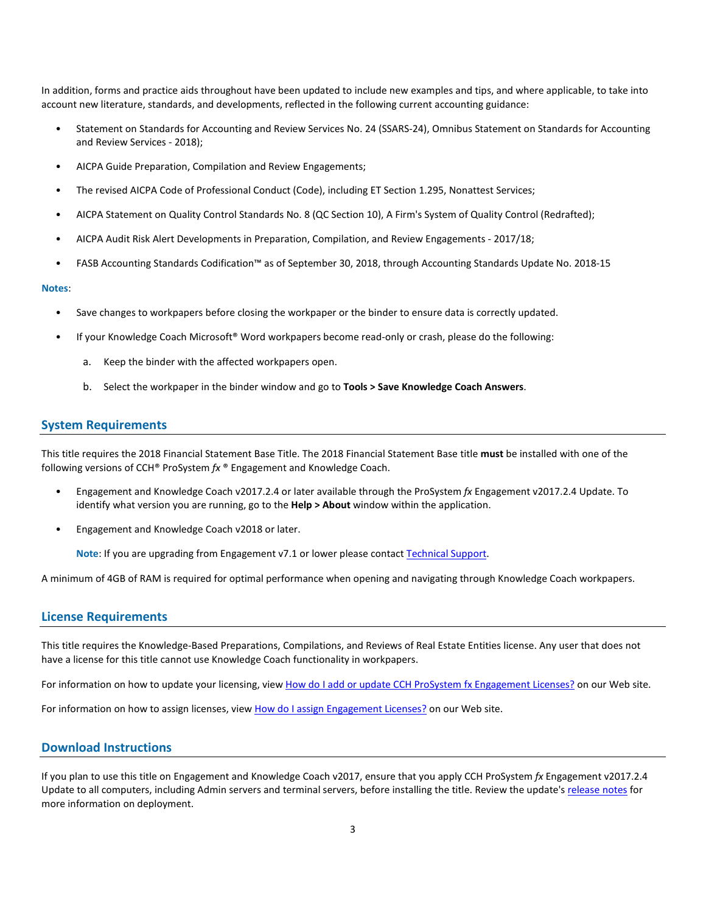In addition, forms and practice aids throughout have been updated to include new examples and tips, and where applicable, to take into account new literature, standards, and developments, reflected in the following current accounting guidance:

- Statement on Standards for Accounting and Review Services No. 24 (SSARS-24), Omnibus Statement on Standards for Accounting and Review Services - 2018);
- AICPA Guide Preparation, Compilation and Review Engagements;
- The revised AICPA Code of Professional Conduct (Code), including ET Section 1.295, Nonattest Services;
- AICPA Statement on Quality Control Standards No. 8 (QC Section 10), A Firm's System of Quality Control (Redrafted);
- AICPA Audit Risk Alert Developments in Preparation, Compilation, and Review Engagements - 2017/18;
- FASB Accounting Standards Codification™ as of September 30, 2018, through Accounting Standards Update No. 2018-15

**Notes**:

- Save changes to workpapers before closing the workpaper or the binder to ensure data is correctly updated.
- If your Knowledge Coach Microsoft® Word workpapers become read-only or crash, please do the following:
    a. Keep the binder with the affected workpapers open.
    b. Select the workpaper in the binder window and go to **Tools > Save Knowledge Coach Answers**.

## System Requirements

This title requires the 2018 Financial Statement Base Title. The 2018 Financial Statement Base title **must** be installed with one of the following versions of CCH® ProSystem *fx* ® Engagement and Knowledge Coach.

- Engagement and Knowledge Coach v2017.2.4 or later available through the ProSystem *fx* Engagement v2017.2.4 Update. To identify what version you are running, go to the **Help > About** window within the application.
- Engagement and Knowledge Coach v2018 or later.

    **Note**: If you are upgrading from Engagement v7.1 or lower please contact Technical Support.

A minimum of 4GB of RAM is required for optimal performance when opening and navigating through Knowledge Coach workpapers.

## License Requirements

This title requires the Knowledge-Based Preparations, Compilations, and Reviews of Real Estate Entities license. Any user that does not have a license for this title cannot use Knowledge Coach functionality in workpapers.

For information on how to update your licensing, view How do I add or update CCH ProSystem fx Engagement Licenses? on our Web site.

For information on how to assign licenses, view How do I assign Engagement Licenses? on our Web site.

## Download Instructions

If you plan to use this title on Engagement and Knowledge Coach v2017, ensure that you apply CCH ProSystem *fx* Engagement v2017.2.4 Update to all computers, including Admin servers and terminal servers, before installing the title. Review the update's release notes for more information on deployment.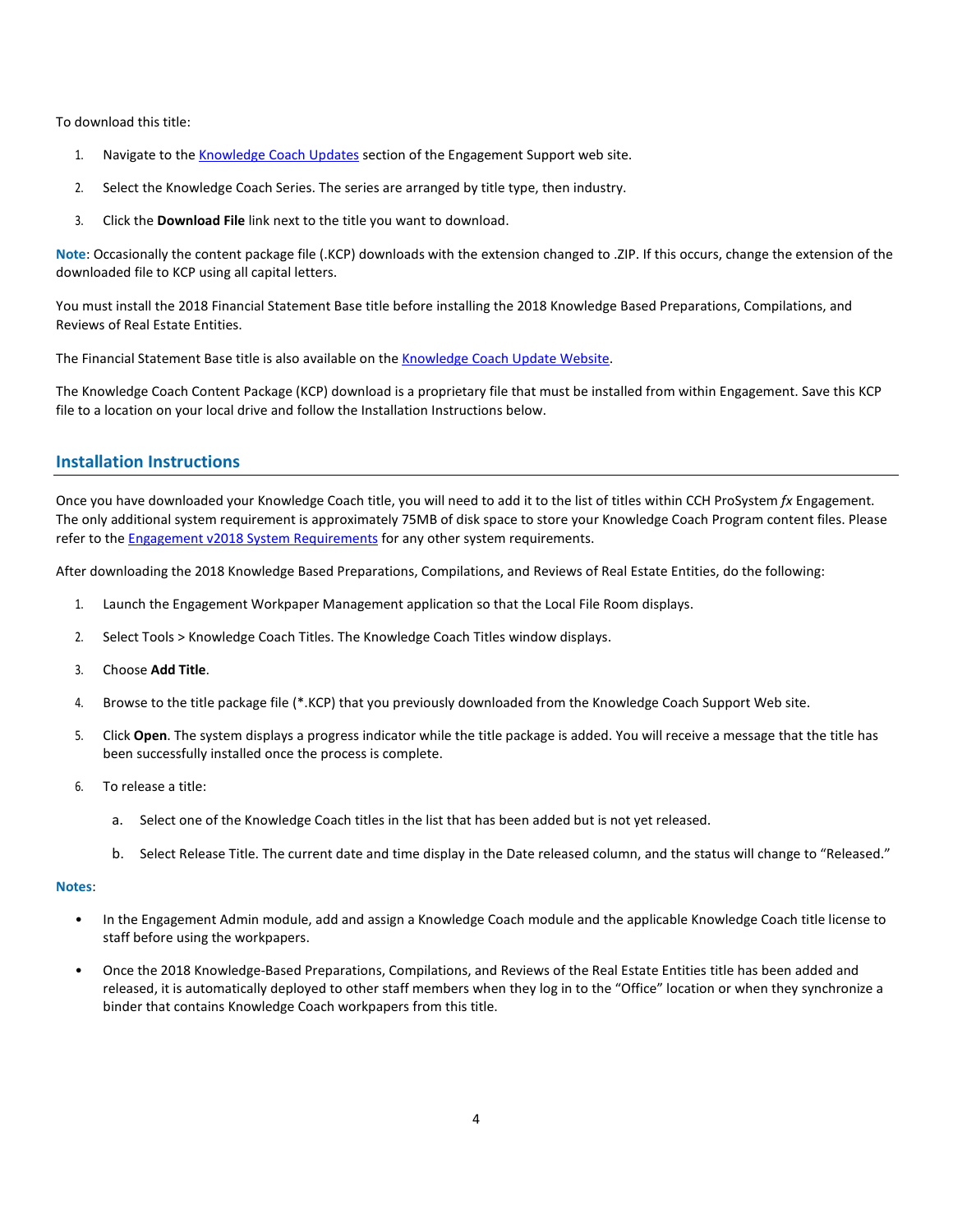To download this title:

1. Navigate to the Knowledge Coach Updates section of the Engagement Support web site.
2. Select the Knowledge Coach Series. The series are arranged by title type, then industry.
3. Click the **Download File** link next to the title you want to download.

**Note**: Occasionally the content package file (.KCP) downloads with the extension changed to .ZIP. If this occurs, change the extension of the downloaded file to KCP using all capital letters.

You must install the 2018 Financial Statement Base title before installing the 2018 Knowledge Based Preparations, Compilations, and Reviews of Real Estate Entities.

The Financial Statement Base title is also available on the Knowledge Coach Update Website.

The Knowledge Coach Content Package (KCP) download is a proprietary file that must be installed from within Engagement. Save this KCP file to a location on your local drive and follow the Installation Instructions below.

## Installation Instructions

Once you have downloaded your Knowledge Coach title, you will need to add it to the list of titles within CCH ProSystem *fx* Engagement. The only additional system requirement is approximately 75MB of disk space to store your Knowledge Coach Program content files. Please refer to the Engagement v2018 System Requirements for any other system requirements.

After downloading the 2018 Knowledge Based Preparations, Compilations, and Reviews of Real Estate Entities, do the following:

1. Launch the Engagement Workpaper Management application so that the Local File Room displays.
2. Select Tools > Knowledge Coach Titles. The Knowledge Coach Titles window displays.
3. Choose **Add Title**.
4. Browse to the title package file (*.KCP) that you previously downloaded from the Knowledge Coach Support Web site.
5. Click **Open**. The system displays a progress indicator while the title package is added. You will receive a message that the title has been successfully installed once the process is complete.
6. To release a title:
   a. Select one of the Knowledge Coach titles in the list that has been added but is not yet released.
   b. Select Release Title. The current date and time display in the Date released column, and the status will change to "Released."

**Notes**:

- In the Engagement Admin module, add and assign a Knowledge Coach module and the applicable Knowledge Coach title license to staff before using the workpapers.
- Once the 2018 Knowledge-Based Preparations, Compilations, and Reviews of the Real Estate Entities title has been added and released, it is automatically deployed to other staff members when they log in to the "Office" location or when they synchronize a binder that contains Knowledge Coach workpapers from this title.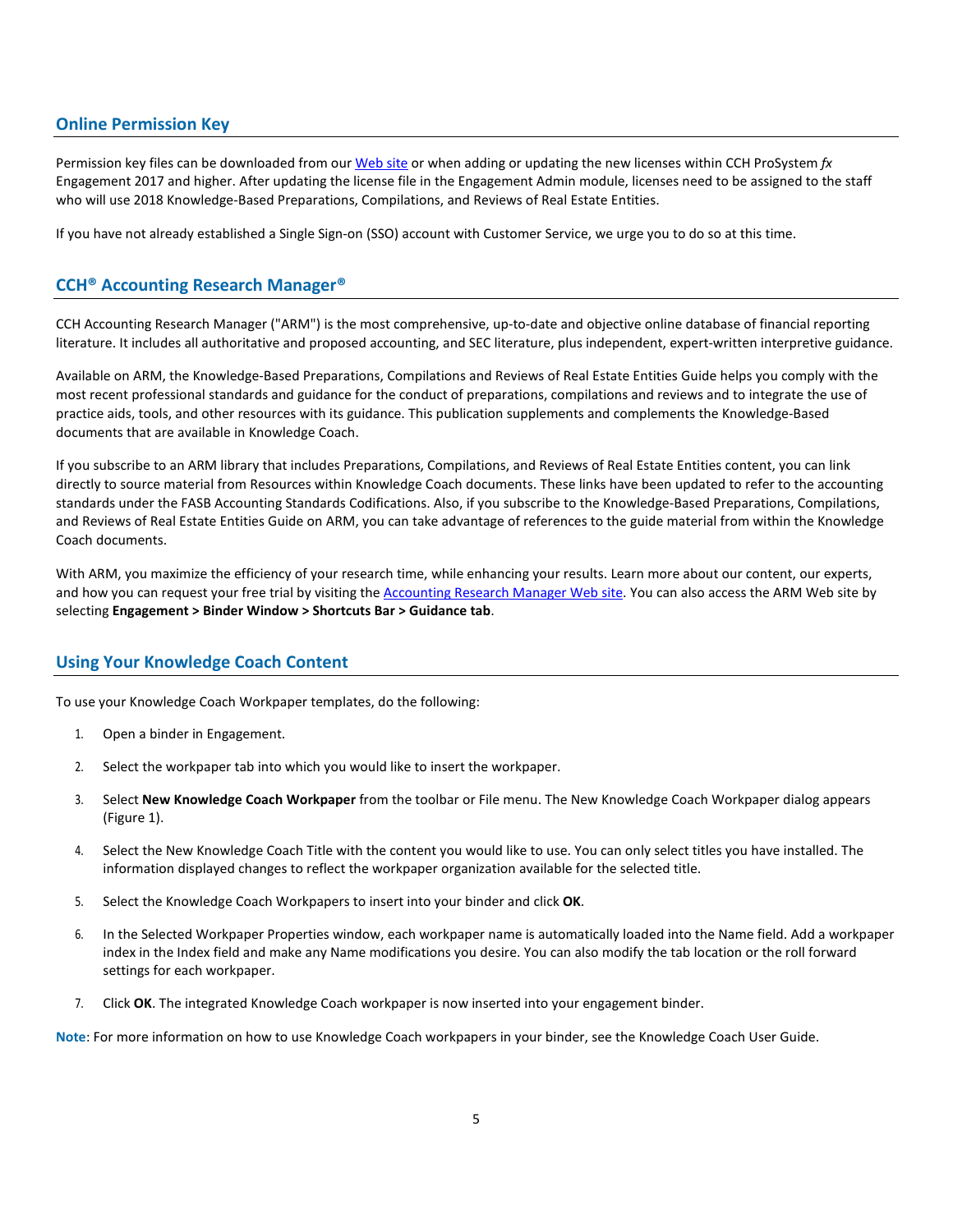## Online Permission Key

Permission key files can be downloaded from our [Web site](#) or when adding or updating the new licenses within CCH ProSystem *fx* Engagement 2017 and higher. After updating the license file in the Engagement Admin module, licenses need to be assigned to the staff who will use 2018 Knowledge-Based Preparations, Compilations, and Reviews of Real Estate Entities.

If you have not already established a Single Sign-on (SSO) account with Customer Service, we urge you to do so at this time.

## CCH® Accounting Research Manager®

CCH Accounting Research Manager ("ARM") is the most comprehensive, up-to-date and objective online database of financial reporting literature. It includes all authoritative and proposed accounting, and SEC literature, plus independent, expert-written interpretive guidance.

Available on ARM, the Knowledge-Based Preparations, Compilations and Reviews of Real Estate Entities Guide helps you comply with the most recent professional standards and guidance for the conduct of preparations, compilations and reviews and to integrate the use of practice aids, tools, and other resources with its guidance. This publication supplements and complements the Knowledge-Based documents that are available in Knowledge Coach.

If you subscribe to an ARM library that includes Preparations, Compilations, and Reviews of Real Estate Entities content, you can link directly to source material from Resources within Knowledge Coach documents. These links have been updated to refer to the accounting standards under the FASB Accounting Standards Codifications. Also, if you subscribe to the Knowledge-Based Preparations, Compilations, and Reviews of Real Estate Entities Guide on ARM, you can take advantage of references to the guide material from within the Knowledge Coach documents.

With ARM, you maximize the efficiency of your research time, while enhancing your results. Learn more about our content, our experts, and how you can request your free trial by visiting the [Accounting Research Manager Web site](#). You can also access the ARM Web site by selecting **Engagement > Binder Window > Shortcuts Bar > Guidance tab**.

## Using Your Knowledge Coach Content

To use your Knowledge Coach Workpaper templates, do the following:

1. Open a binder in Engagement.
2. Select the workpaper tab into which you would like to insert the workpaper.
3. Select **New Knowledge Coach Workpaper** from the toolbar or File menu. The New Knowledge Coach Workpaper dialog appears (Figure 1).
4. Select the New Knowledge Coach Title with the content you would like to use. You can only select titles you have installed. The information displayed changes to reflect the workpaper organization available for the selected title.
5. Select the Knowledge Coach Workpapers to insert into your binder and click **OK**.
6. In the Selected Workpaper Properties window, each workpaper name is automatically loaded into the Name field. Add a workpaper index in the Index field and make any Name modifications you desire. You can also modify the tab location or the roll forward settings for each workpaper.
7. Click **OK**. The integrated Knowledge Coach workpaper is now inserted into your engagement binder.

**Note**: For more information on how to use Knowledge Coach workpapers in your binder, see the Knowledge Coach User Guide.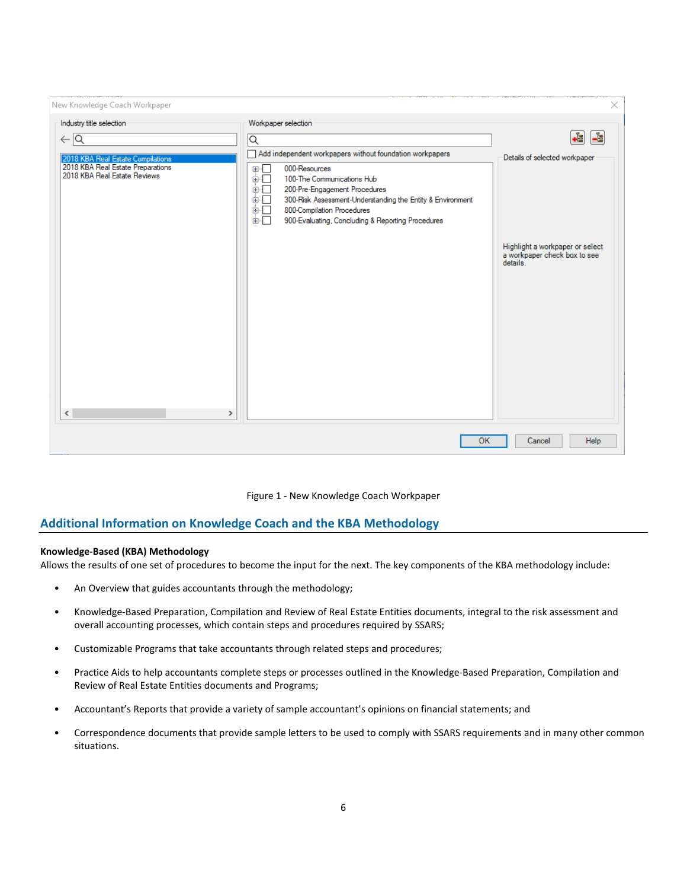Figure 1 - New Knowledge Coach Workpaper

## Additional Information on Knowledge Coach and the KBA Methodology

**Knowledge-Based (KBA) Methodology**
Allows the results of one set of procedures to become the input for the next. The key components of the KBA methodology include:

- An Overview that guides accountants through the methodology;
- Knowledge-Based Preparation, Compilation and Review of Real Estate Entities documents, integral to the risk assessment and overall accounting processes, which contain steps and procedures required by SSARS;
- Customizable Programs that take accountants through related steps and procedures;
- Practice Aids to help accountants complete steps or processes outlined in the Knowledge-Based Preparation, Compilation and Review of Real Estate Entities documents and Programs;
- Accountant's Reports that provide a variety of sample accountant's opinions on financial statements; and
- Correspondence documents that provide sample letters to be used to comply with SSARS requirements and in many other common situations.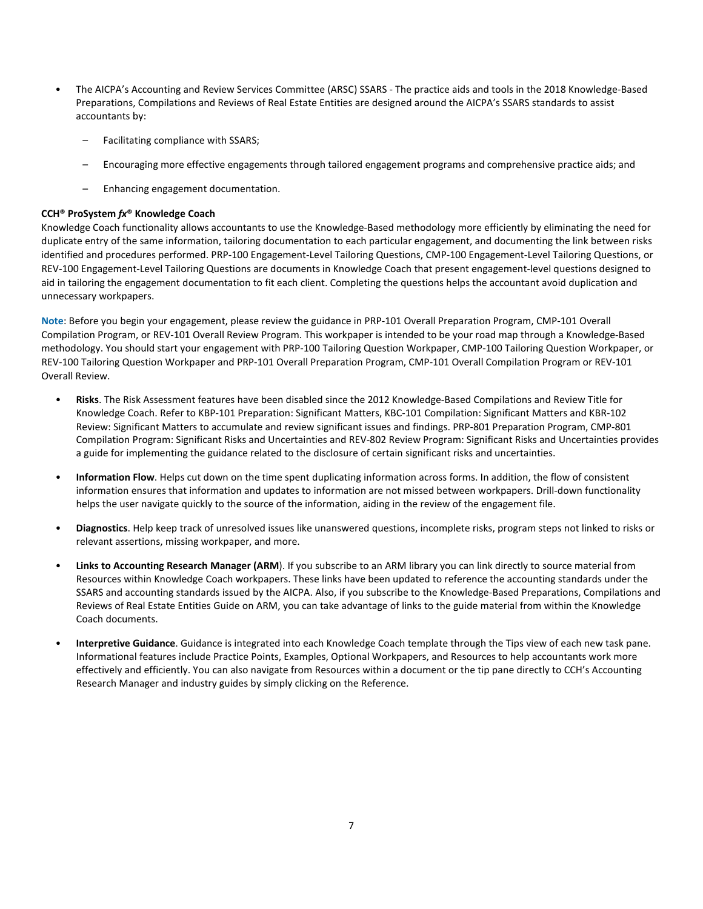- The AICPA's Accounting and Review Services Committee (ARSC) SSARS - The practice aids and tools in the 2018 Knowledge-Based Preparations, Compilations and Reviews of Real Estate Entities are designed around the AICPA's SSARS standards to assist accountants by:
  - Facilitating compliance with SSARS;
  - Encouraging more effective engagements through tailored engagement programs and comprehensive practice aids; and
  - Enhancing engagement documentation.

**CCH® ProSystem *fx*® Knowledge Coach**

Knowledge Coach functionality allows accountants to use the Knowledge-Based methodology more efficiently by eliminating the need for duplicate entry of the same information, tailoring documentation to each particular engagement, and documenting the link between risks identified and procedures performed. PRP-100 Engagement-Level Tailoring Questions, CMP-100 Engagement-Level Tailoring Questions, or REV-100 Engagement-Level Tailoring Questions are documents in Knowledge Coach that present engagement-level questions designed to aid in tailoring the engagement documentation to fit each client. Completing the questions helps the accountant avoid duplication and unnecessary workpapers.

**Note**: Before you begin your engagement, please review the guidance in PRP-101 Overall Preparation Program, CMP-101 Overall Compilation Program, or REV-101 Overall Review Program. This workpaper is intended to be your road map through a Knowledge-Based methodology. You should start your engagement with PRP-100 Tailoring Question Workpaper, CMP-100 Tailoring Question Workpaper, or REV-100 Tailoring Question Workpaper and PRP-101 Overall Preparation Program, CMP-101 Overall Compilation Program or REV-101 Overall Review.

- **Risks**. The Risk Assessment features have been disabled since the 2012 Knowledge-Based Compilations and Review Title for Knowledge Coach. Refer to KBP-101 Preparation: Significant Matters, KBC-101 Compilation: Significant Matters and KBR-102 Review: Significant Matters to accumulate and review significant issues and findings. PRP-801 Preparation Program, CMP-801 Compilation Program: Significant Risks and Uncertainties and REV-802 Review Program: Significant Risks and Uncertainties provides a guide for implementing the guidance related to the disclosure of certain significant risks and uncertainties.
- **Information Flow**. Helps cut down on the time spent duplicating information across forms. In addition, the flow of consistent information ensures that information and updates to information are not missed between workpapers. Drill-down functionality helps the user navigate quickly to the source of the information, aiding in the review of the engagement file.
- **Diagnostics**. Help keep track of unresolved issues like unanswered questions, incomplete risks, program steps not linked to risks or relevant assertions, missing workpaper, and more.
- **Links to Accounting Research Manager (ARM**). If you subscribe to an ARM library you can link directly to source material from Resources within Knowledge Coach workpapers. These links have been updated to reference the accounting standards under the SSARS and accounting standards issued by the AICPA. Also, if you subscribe to the Knowledge-Based Preparations, Compilations and Reviews of Real Estate Entities Guide on ARM, you can take advantage of links to the guide material from within the Knowledge Coach documents.
- **Interpretive Guidance**. Guidance is integrated into each Knowledge Coach template through the Tips view of each new task pane. Informational features include Practice Points, Examples, Optional Workpapers, and Resources to help accountants work more effectively and efficiently. You can also navigate from Resources within a document or the tip pane directly to CCH's Accounting Research Manager and industry guides by simply clicking on the Reference.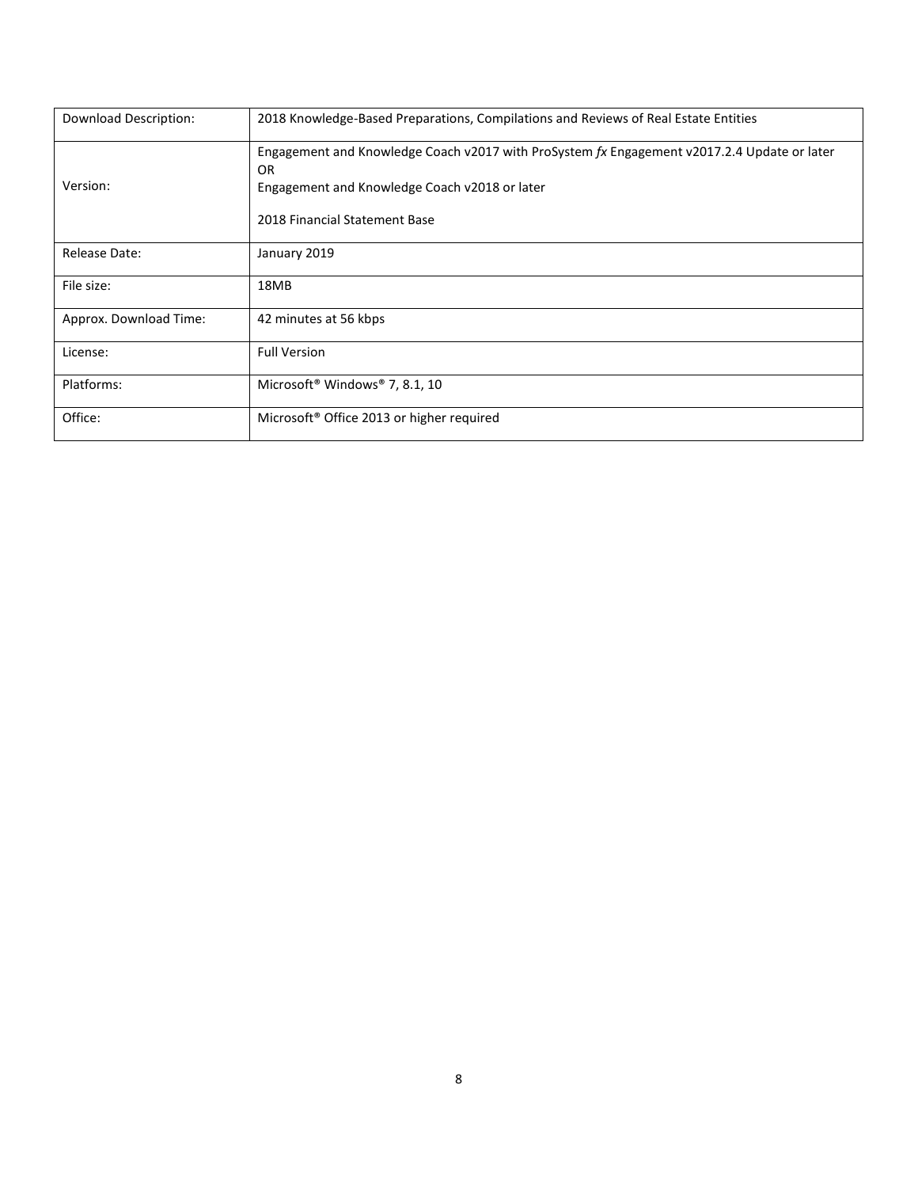| | |
|---|---|
| Download Description: | 2018 Knowledge-Based Preparations, Compilations and Reviews of Real Estate Entities |
| Version: | Engagement and Knowledge Coach v2017 with ProSystem *fx* Engagement v2017.2.4 Update or later<br>OR<br>Engagement and Knowledge Coach v2018 or later<br><br>2018 Financial Statement Base |
| Release Date: | January 2019 |
| File size: | 18MB |
| Approx. Download Time: | 42 minutes at 56 kbps |
| License: | Full Version |
| Platforms: | Microsoft® Windows® 7, 8.1, 10 |
| Office: | Microsoft® Office 2013 or higher required |